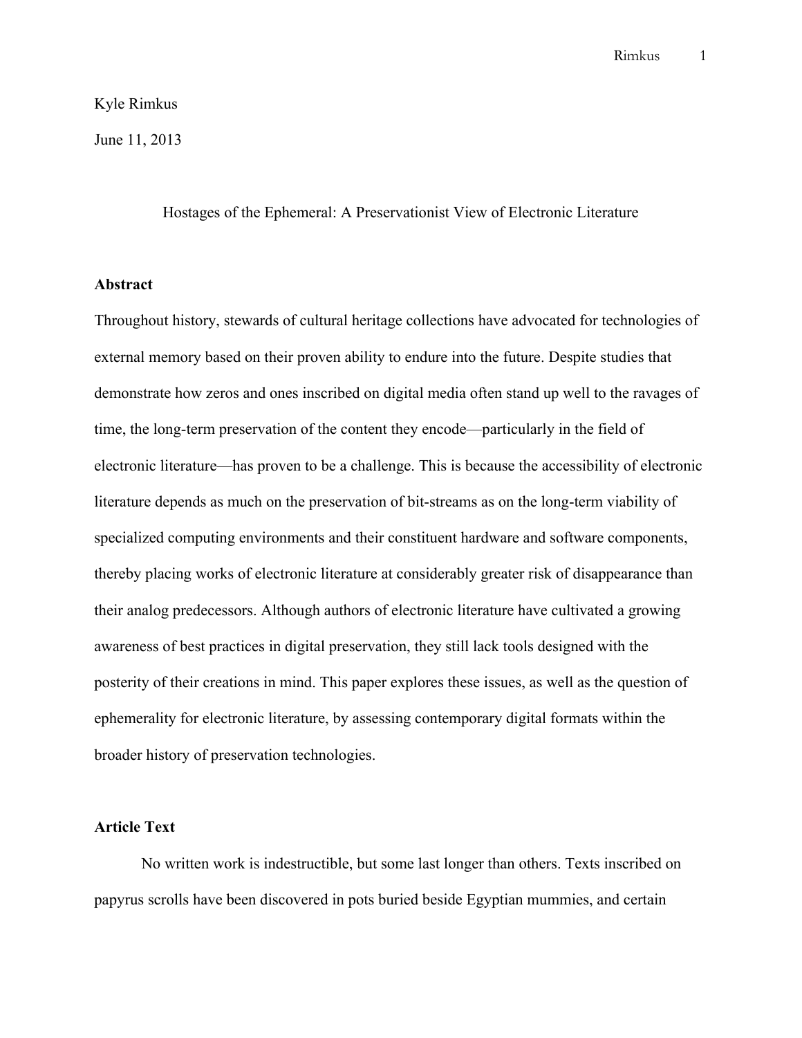Kyle Rimkus

June 11, 2013

# Hostages of the Ephemeral: A Preservationist View of Electronic Literature

## Abstract

Throughout history, stewards of cultural heritage collections have advocated for technologies of external memory based on their proven ability to endure into the future. Despite studies that demonstrate how zeros and ones inscribed on digital media often stand up well to the ravages of time, the long-term preservation of the content they encode—particularly in the field of electronic literature—has proven to be a challenge. This is because the accessibility of electronic literature depends as much on the preservation of bit-streams as on the long-term viability of specialized computing environments and their constituent hardware and software components, thereby placing works of electronic literature at considerably greater risk of disappearance than their analog predecessors. Although authors of electronic literature have cultivated a growing awareness of best practices in digital preservation, they still lack tools designed with the posterity of their creations in mind. This paper explores these issues, as well as the question of ephemerality for electronic literature, by assessing contemporary digital formats within the broader history of preservation technologies.

## Article Text

No written work is indestructible, but some last longer than others. Texts inscribed on papyrus scrolls have been discovered in pots buried beside Egyptian mummies, and certain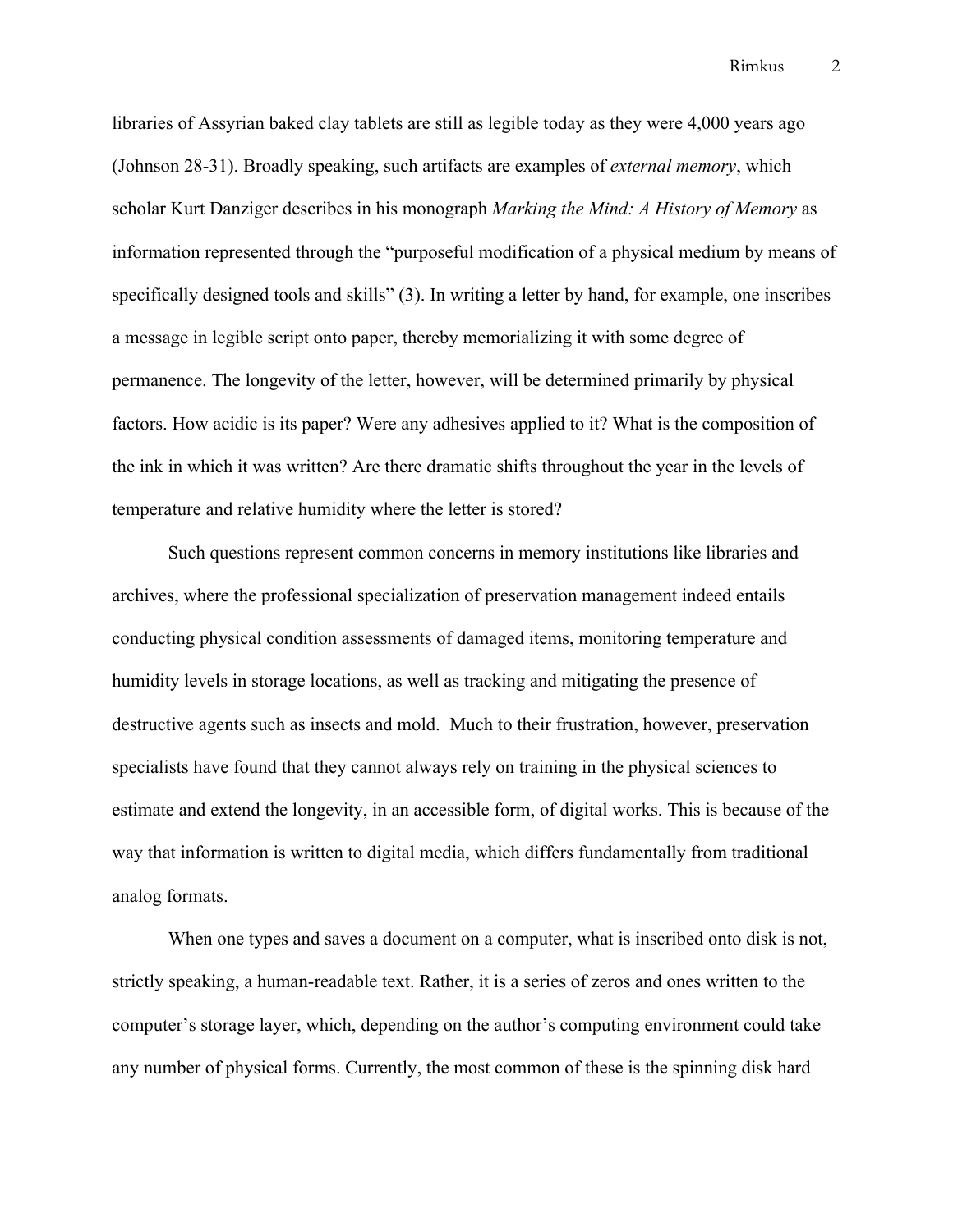libraries of Assyrian baked clay tablets are still as legible today as they were 4,000 years ago (Johnson 28-31). Broadly speaking, such artifacts are examples of *external memory*, which scholar Kurt Danziger describes in his monograph *Marking the Mind: A History of Memory* as information represented through the "purposeful modification of a physical medium by means of specifically designed tools and skills" (3). In writing a letter by hand, for example, one inscribes a message in legible script onto paper, thereby memorializing it with some degree of permanence. The longevity of the letter, however, will be determined primarily by physical factors. How acidic is its paper? Were any adhesives applied to it? What is the composition of the ink in which it was written? Are there dramatic shifts throughout the year in the levels of temperature and relative humidity where the letter is stored?

Such questions represent common concerns in memory institutions like libraries and archives, where the professional specialization of preservation management indeed entails conducting physical condition assessments of damaged items, monitoring temperature and humidity levels in storage locations, as well as tracking and mitigating the presence of destructive agents such as insects and mold. Much to their frustration, however, preservation specialists have found that they cannot always rely on training in the physical sciences to estimate and extend the longevity, in an accessible form, of digital works. This is because of the way that information is written to digital media, which differs fundamentally from traditional analog formats.

When one types and saves a document on a computer, what is inscribed onto disk is not, strictly speaking, a human-readable text. Rather, it is a series of zeros and ones written to the computer's storage layer, which, depending on the author's computing environment could take any number of physical forms. Currently, the most common of these is the spinning disk hard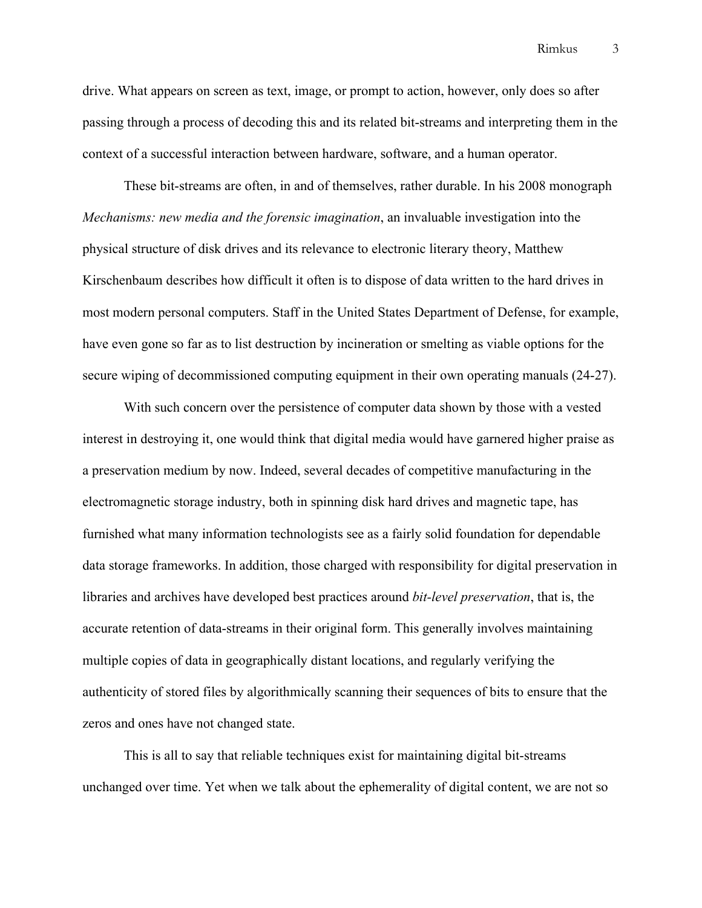drive. What appears on screen as text, image, or prompt to action, however, only does so after passing through a process of decoding this and its related bit-streams and interpreting them in the context of a successful interaction between hardware, software, and a human operator.

These bit-streams are often, in and of themselves, rather durable. In his 2008 monograph *Mechanisms: new media and the forensic imagination*, an invaluable investigation into the physical structure of disk drives and its relevance to electronic literary theory, Matthew Kirschenbaum describes how difficult it often is to dispose of data written to the hard drives in most modern personal computers. Staff in the United States Department of Defense, for example, have even gone so far as to list destruction by incineration or smelting as viable options for the secure wiping of decommissioned computing equipment in their own operating manuals (24-27).

With such concern over the persistence of computer data shown by those with a vested interest in destroying it, one would think that digital media would have garnered higher praise as a preservation medium by now. Indeed, several decades of competitive manufacturing in the electromagnetic storage industry, both in spinning disk hard drives and magnetic tape, has furnished what many information technologists see as a fairly solid foundation for dependable data storage frameworks. In addition, those charged with responsibility for digital preservation in libraries and archives have developed best practices around *bit-level preservation*, that is, the accurate retention of data-streams in their original form. This generally involves maintaining multiple copies of data in geographically distant locations, and regularly verifying the authenticity of stored files by algorithmically scanning their sequences of bits to ensure that the zeros and ones have not changed state.

This is all to say that reliable techniques exist for maintaining digital bit-streams unchanged over time. Yet when we talk about the ephemerality of digital content, we are not so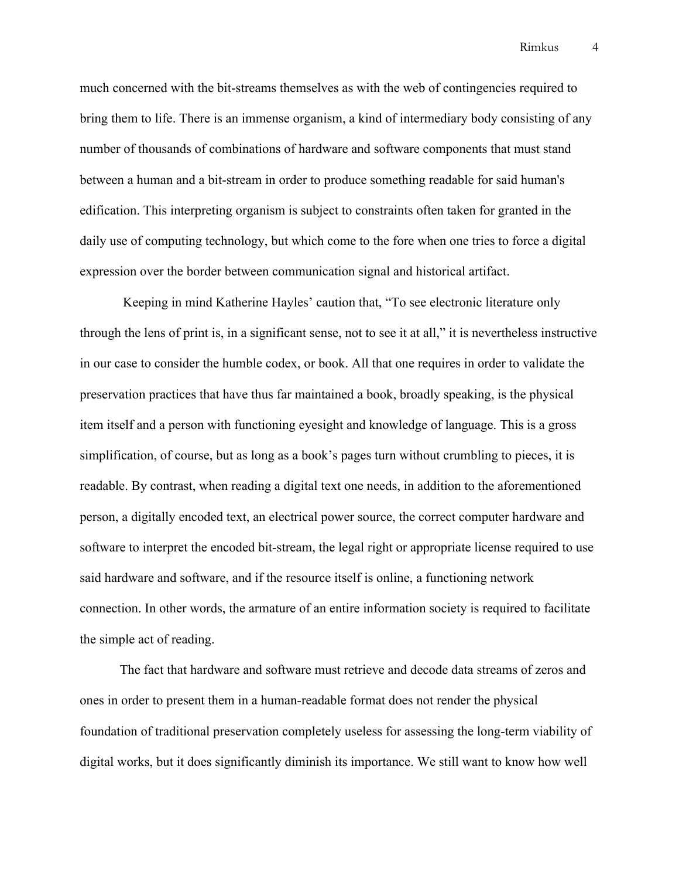much concerned with the bit-streams themselves as with the web of contingencies required to bring them to life. There is an immense organism, a kind of intermediary body consisting of any number of thousands of combinations of hardware and software components that must stand between a human and a bit-stream in order to produce something readable for said human's edification. This interpreting organism is subject to constraints often taken for granted in the daily use of computing technology, but which come to the fore when one tries to force a digital expression over the border between communication signal and historical artifact.

Keeping in mind Katherine Hayles' caution that, "To see electronic literature only through the lens of print is, in a significant sense, not to see it at all," it is nevertheless instructive in our case to consider the humble codex, or book. All that one requires in order to validate the preservation practices that have thus far maintained a book, broadly speaking, is the physical item itself and a person with functioning eyesight and knowledge of language. This is a gross simplification, of course, but as long as a book's pages turn without crumbling to pieces, it is readable. By contrast, when reading a digital text one needs, in addition to the aforementioned person, a digitally encoded text, an electrical power source, the correct computer hardware and software to interpret the encoded bit-stream, the legal right or appropriate license required to use said hardware and software, and if the resource itself is online, a functioning network connection. In other words, the armature of an entire information society is required to facilitate the simple act of reading.

The fact that hardware and software must retrieve and decode data streams of zeros and ones in order to present them in a human-readable format does not render the physical foundation of traditional preservation completely useless for assessing the long-term viability of digital works, but it does significantly diminish its importance. We still want to know how well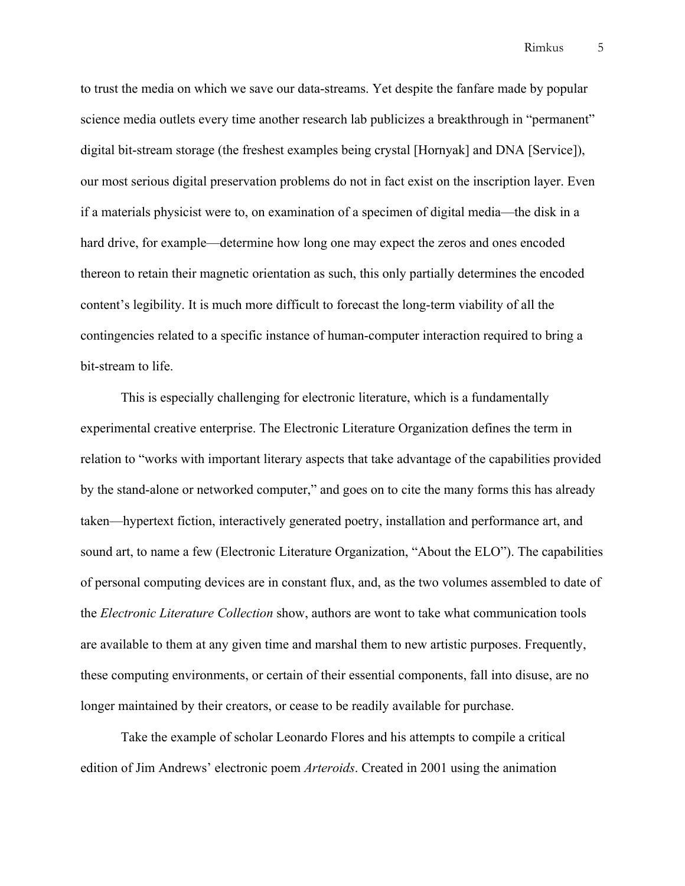to trust the media on which we save our data-streams. Yet despite the fanfare made by popular science media outlets every time another research lab publicizes a breakthrough in "permanent" digital bit-stream storage (the freshest examples being crystal [Hornyak] and DNA [Service]), our most serious digital preservation problems do not in fact exist on the inscription layer. Even if a materials physicist were to, on examination of a specimen of digital media—the disk in a hard drive, for example—determine how long one may expect the zeros and ones encoded thereon to retain their magnetic orientation as such, this only partially determines the encoded content's legibility. It is much more difficult to forecast the long-term viability of all the contingencies related to a specific instance of human-computer interaction required to bring a bit-stream to life.

This is especially challenging for electronic literature, which is a fundamentally experimental creative enterprise. The Electronic Literature Organization defines the term in relation to "works with important literary aspects that take advantage of the capabilities provided by the stand-alone or networked computer," and goes on to cite the many forms this has already taken—hypertext fiction, interactively generated poetry, installation and performance art, and sound art, to name a few (Electronic Literature Organization, "About the ELO"). The capabilities of personal computing devices are in constant flux, and, as the two volumes assembled to date of the *Electronic Literature Collection* show, authors are wont to take what communication tools are available to them at any given time and marshal them to new artistic purposes. Frequently, these computing environments, or certain of their essential components, fall into disuse, are no longer maintained by their creators, or cease to be readily available for purchase.

Take the example of scholar Leonardo Flores and his attempts to compile a critical edition of Jim Andrews' electronic poem *Arteroids*. Created in 2001 using the animation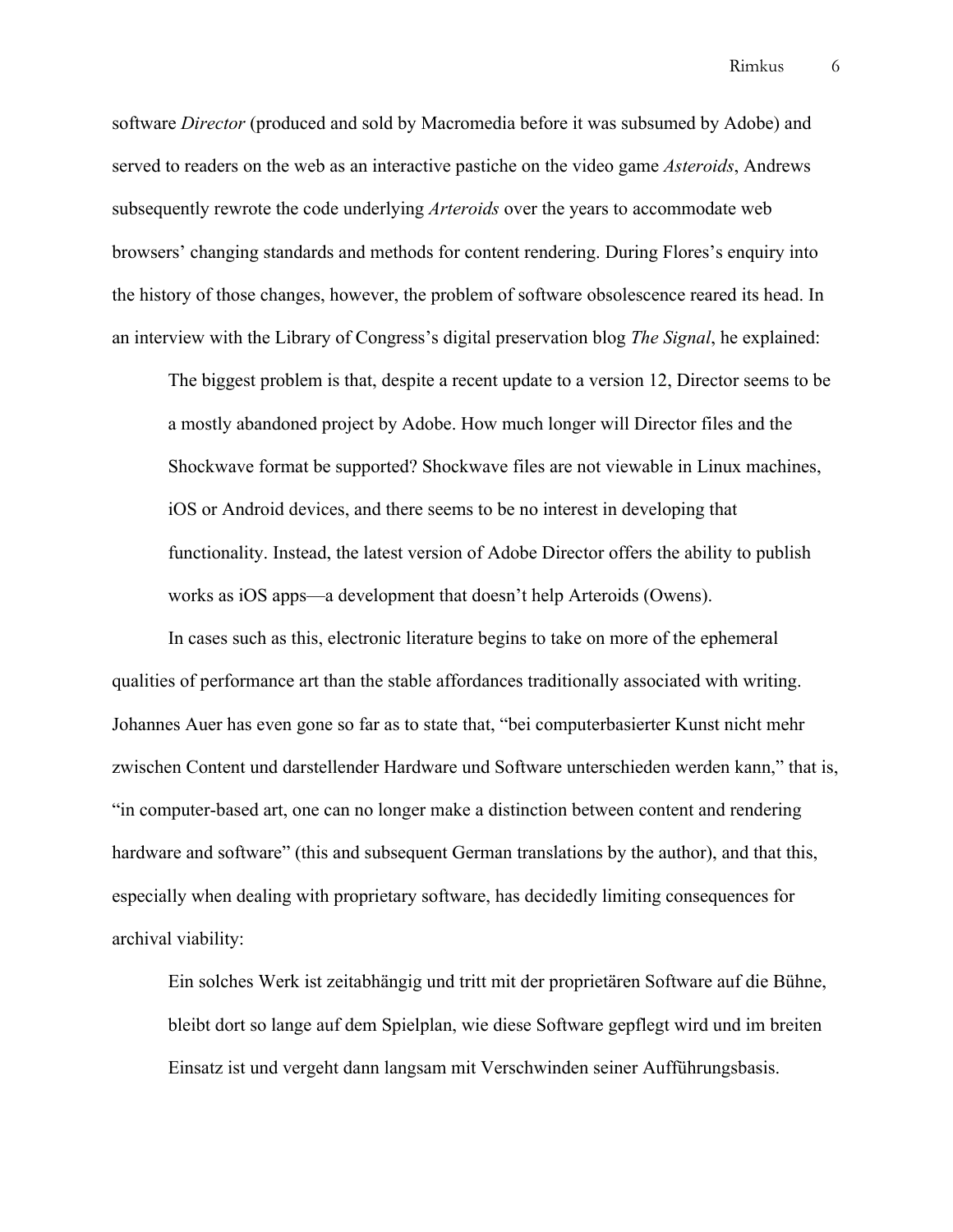software *Director* (produced and sold by Macromedia before it was subsumed by Adobe) and served to readers on the web as an interactive pastiche on the video game *Asteroids*, Andrews subsequently rewrote the code underlying *Arteroids* over the years to accommodate web browsers' changing standards and methods for content rendering. During Flores's enquiry into the history of those changes, however, the problem of software obsolescence reared its head. In an interview with the Library of Congress's digital preservation blog *The Signal*, he explained:

> The biggest problem is that, despite a recent update to a version 12, Director seems to be a mostly abandoned project by Adobe. How much longer will Director files and the Shockwave format be supported? Shockwave files are not viewable in Linux machines, iOS or Android devices, and there seems to be no interest in developing that functionality. Instead, the latest version of Adobe Director offers the ability to publish works as iOS apps—a development that doesn't help Arteroids (Owens).

In cases such as this, electronic literature begins to take on more of the ephemeral qualities of performance art than the stable affordances traditionally associated with writing. Johannes Auer has even gone so far as to state that, "bei computerbasierter Kunst nicht mehr zwischen Content und darstellender Hardware und Software unterschieden werden kann," that is, "in computer-based art, one can no longer make a distinction between content and rendering hardware and software" (this and subsequent German translations by the author), and that this, especially when dealing with proprietary software, has decidedly limiting consequences for archival viability:

> Ein solches Werk ist zeitabhängig und tritt mit der proprietären Software auf die Bühne, bleibt dort so lange auf dem Spielplan, wie diese Software gepflegt wird und im breiten Einsatz ist und vergeht dann langsam mit Verschwinden seiner Aufführungsbasis.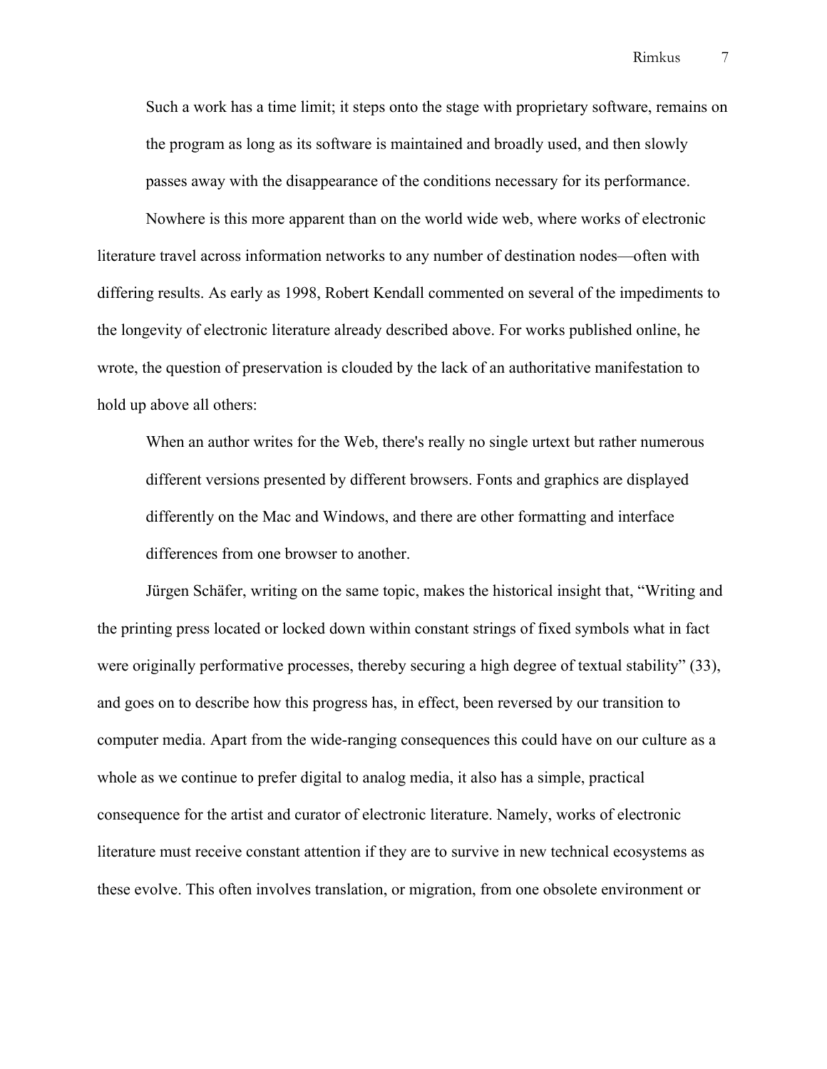> Such a work has a time limit; it steps onto the stage with proprietary software, remains on the program as long as its software is maintained and broadly used, and then slowly passes away with the disappearance of the conditions necessary for its performance.

Nowhere is this more apparent than on the world wide web, where works of electronic literature travel across information networks to any number of destination nodes—often with differing results. As early as 1998, Robert Kendall commented on several of the impediments to the longevity of electronic literature already described above. For works published online, he wrote, the question of preservation is clouded by the lack of an authoritative manifestation to hold up above all others:

> When an author writes for the Web, there's really no single urtext but rather numerous different versions presented by different browsers. Fonts and graphics are displayed differently on the Mac and Windows, and there are other formatting and interface differences from one browser to another.

Jürgen Schäfer, writing on the same topic, makes the historical insight that, "Writing and the printing press located or locked down within constant strings of fixed symbols what in fact were originally performative processes, thereby securing a high degree of textual stability" (33), and goes on to describe how this progress has, in effect, been reversed by our transition to computer media. Apart from the wide-ranging consequences this could have on our culture as a whole as we continue to prefer digital to analog media, it also has a simple, practical consequence for the artist and curator of electronic literature. Namely, works of electronic literature must receive constant attention if they are to survive in new technical ecosystems as these evolve. This often involves translation, or migration, from one obsolete environment or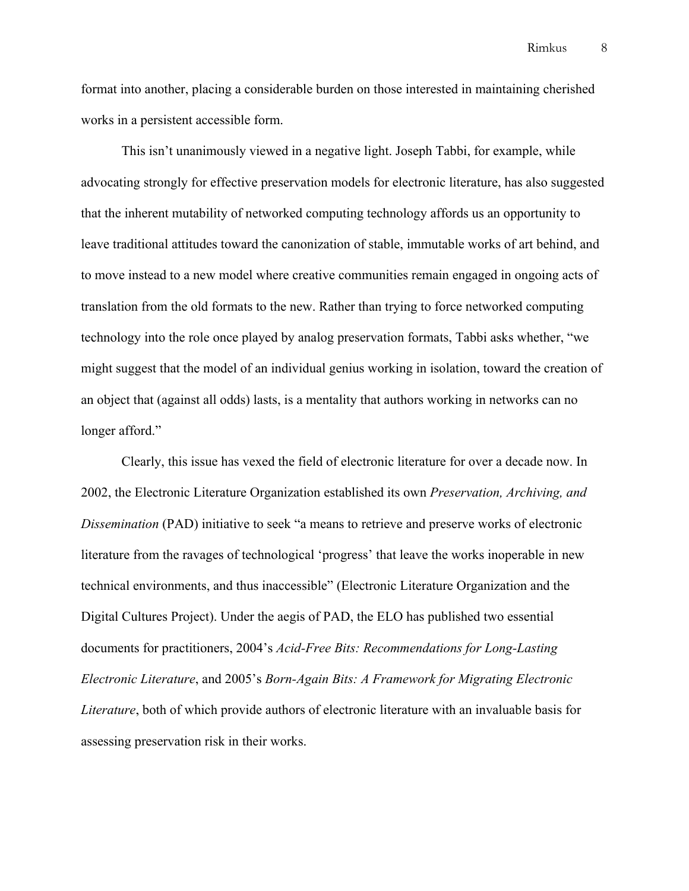format into another, placing a considerable burden on those interested in maintaining cherished works in a persistent accessible form.

This isn't unanimously viewed in a negative light. Joseph Tabbi, for example, while advocating strongly for effective preservation models for electronic literature, has also suggested that the inherent mutability of networked computing technology affords us an opportunity to leave traditional attitudes toward the canonization of stable, immutable works of art behind, and to move instead to a new model where creative communities remain engaged in ongoing acts of translation from the old formats to the new. Rather than trying to force networked computing technology into the role once played by analog preservation formats, Tabbi asks whether, "we might suggest that the model of an individual genius working in isolation, toward the creation of an object that (against all odds) lasts, is a mentality that authors working in networks can no longer afford."

Clearly, this issue has vexed the field of electronic literature for over a decade now. In 2002, the Electronic Literature Organization established its own *Preservation, Archiving, and Dissemination* (PAD) initiative to seek "a means to retrieve and preserve works of electronic literature from the ravages of technological 'progress' that leave the works inoperable in new technical environments, and thus inaccessible" (Electronic Literature Organization and the Digital Cultures Project). Under the aegis of PAD, the ELO has published two essential documents for practitioners, 2004's *Acid-Free Bits: Recommendations for Long-Lasting Electronic Literature*, and 2005's *Born-Again Bits: A Framework for Migrating Electronic Literature*, both of which provide authors of electronic literature with an invaluable basis for assessing preservation risk in their works.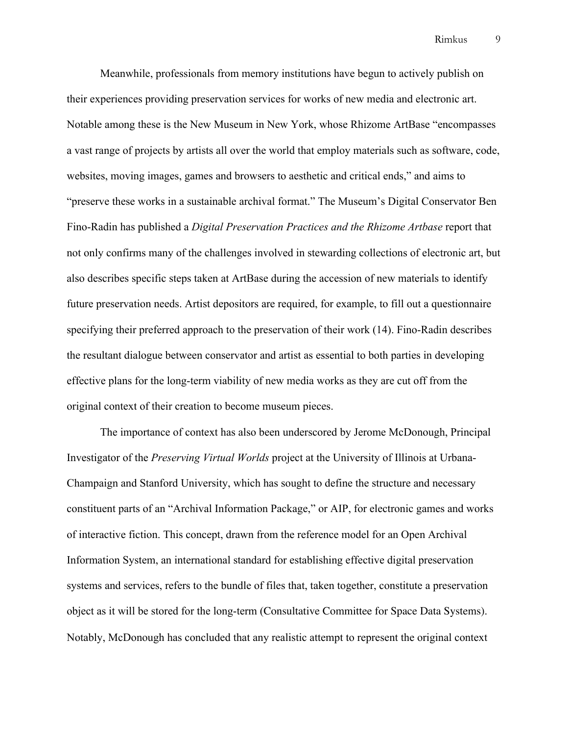Meanwhile, professionals from memory institutions have begun to actively publish on their experiences providing preservation services for works of new media and electronic art. Notable among these is the New Museum in New York, whose Rhizome ArtBase "encompasses a vast range of projects by artists all over the world that employ materials such as software, code, websites, moving images, games and browsers to aesthetic and critical ends," and aims to "preserve these works in a sustainable archival format." The Museum's Digital Conservator Ben Fino-Radin has published a *Digital Preservation Practices and the Rhizome Artbase* report that not only confirms many of the challenges involved in stewarding collections of electronic art, but also describes specific steps taken at ArtBase during the accession of new materials to identify future preservation needs. Artist depositors are required, for example, to fill out a questionnaire specifying their preferred approach to the preservation of their work (14). Fino-Radin describes the resultant dialogue between conservator and artist as essential to both parties in developing effective plans for the long-term viability of new media works as they are cut off from the original context of their creation to become museum pieces.

The importance of context has also been underscored by Jerome McDonough, Principal Investigator of the *Preserving Virtual Worlds* project at the University of Illinois at Urbana-Champaign and Stanford University, which has sought to define the structure and necessary constituent parts of an "Archival Information Package," or AIP, for electronic games and works of interactive fiction. This concept, drawn from the reference model for an Open Archival Information System, an international standard for establishing effective digital preservation systems and services, refers to the bundle of files that, taken together, constitute a preservation object as it will be stored for the long-term (Consultative Committee for Space Data Systems). Notably, McDonough has concluded that any realistic attempt to represent the original context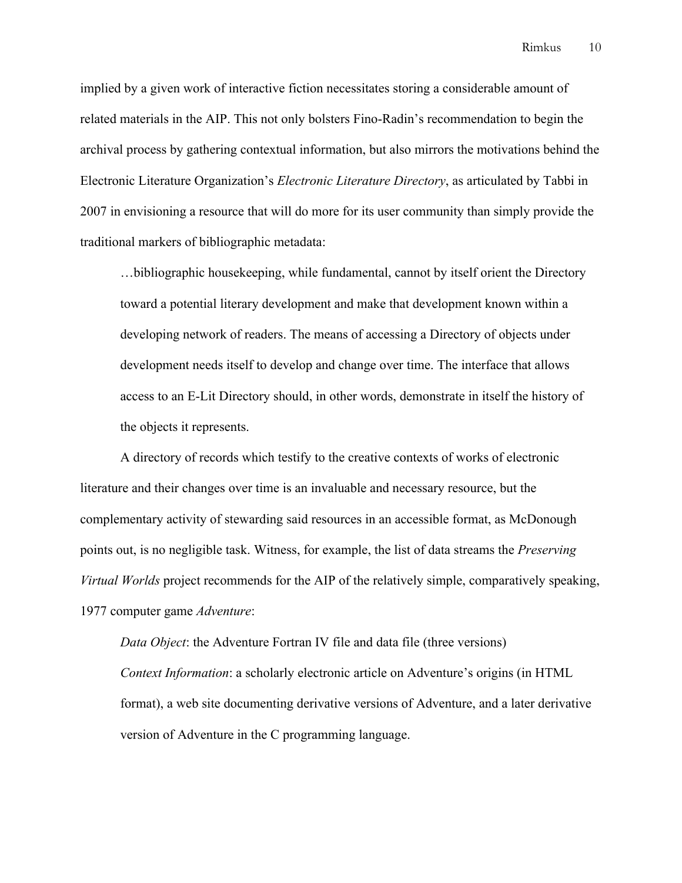implied by a given work of interactive fiction necessitates storing a considerable amount of related materials in the AIP. This not only bolsters Fino-Radin's recommendation to begin the archival process by gathering contextual information, but also mirrors the motivations behind the Electronic Literature Organization's *Electronic Literature Directory*, as articulated by Tabbi in 2007 in envisioning a resource that will do more for its user community than simply provide the traditional markers of bibliographic metadata:

> …bibliographic housekeeping, while fundamental, cannot by itself orient the Directory toward a potential literary development and make that development known within a developing network of readers. The means of accessing a Directory of objects under development needs itself to develop and change over time. The interface that allows access to an E-Lit Directory should, in other words, demonstrate in itself the history of the objects it represents.

A directory of records which testify to the creative contexts of works of electronic literature and their changes over time is an invaluable and necessary resource, but the complementary activity of stewarding said resources in an accessible format, as McDonough points out, is no negligible task. Witness, for example, the list of data streams the *Preserving Virtual Worlds* project recommends for the AIP of the relatively simple, comparatively speaking, 1977 computer game *Adventure*:

> *Data Object*: the Adventure Fortran IV file and data file (three versions)
> *Context Information*: a scholarly electronic article on Adventure's origins (in HTML format), a web site documenting derivative versions of Adventure, and a later derivative version of Adventure in the C programming language.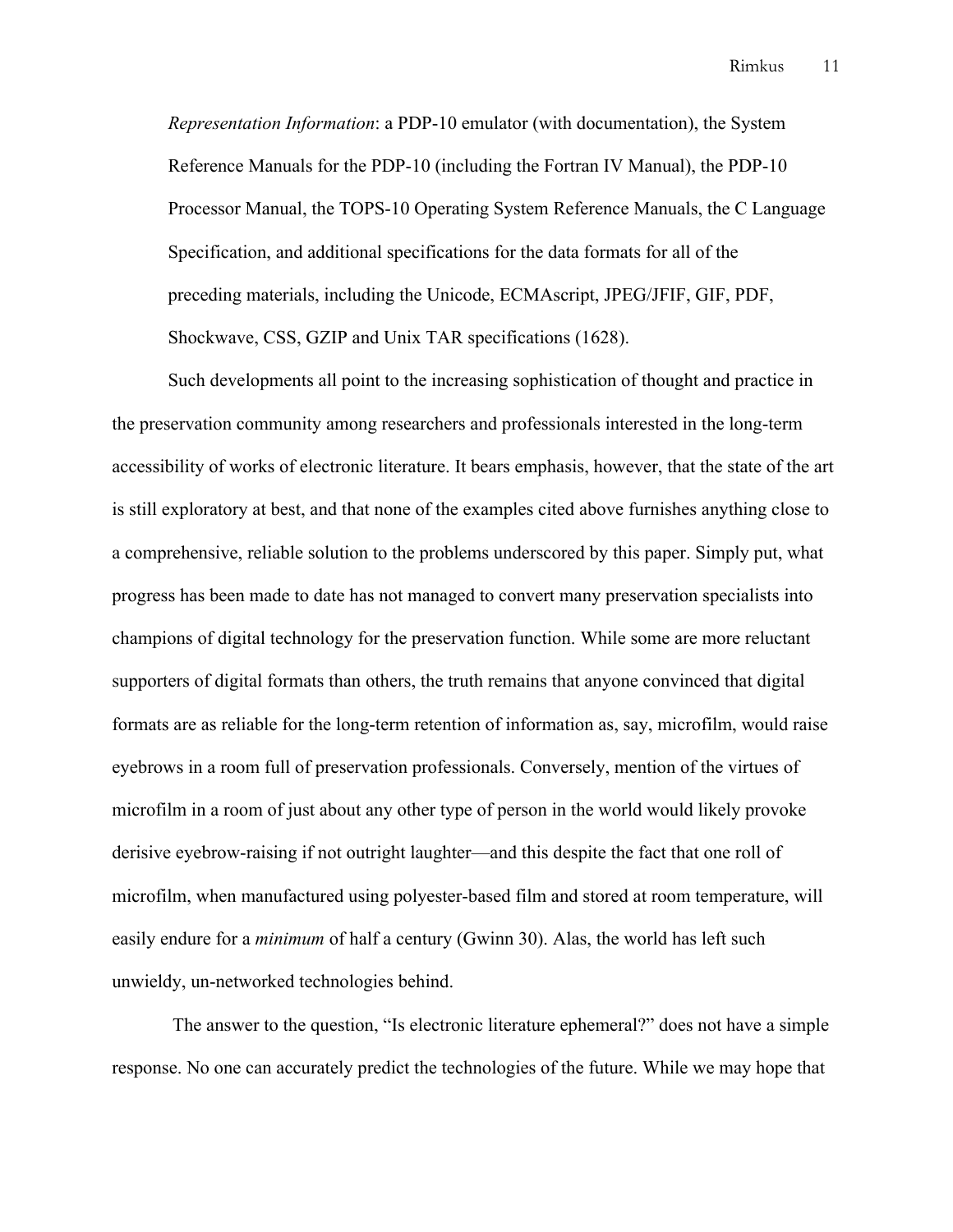> *Representation Information*: a PDP-10 emulator (with documentation), the System Reference Manuals for the PDP-10 (including the Fortran IV Manual), the PDP-10 Processor Manual, the TOPS-10 Operating System Reference Manuals, the C Language Specification, and additional specifications for the data formats for all of the preceding materials, including the Unicode, ECMAscript, JPEG/JFIF, GIF, PDF, Shockwave, CSS, GZIP and Unix TAR specifications (1628).

Such developments all point to the increasing sophistication of thought and practice in the preservation community among researchers and professionals interested in the long-term accessibility of works of electronic literature. It bears emphasis, however, that the state of the art is still exploratory at best, and that none of the examples cited above furnishes anything close to a comprehensive, reliable solution to the problems underscored by this paper. Simply put, what progress has been made to date has not managed to convert many preservation specialists into champions of digital technology for the preservation function. While some are more reluctant supporters of digital formats than others, the truth remains that anyone convinced that digital formats are as reliable for the long-term retention of information as, say, microfilm, would raise eyebrows in a room full of preservation professionals. Conversely, mention of the virtues of microfilm in a room of just about any other type of person in the world would likely provoke derisive eyebrow-raising if not outright laughter—and this despite the fact that one roll of microfilm, when manufactured using polyester-based film and stored at room temperature, will easily endure for a *minimum* of half a century (Gwinn 30). Alas, the world has left such unwieldy, un-networked technologies behind.

The answer to the question, "Is electronic literature ephemeral?" does not have a simple response. No one can accurately predict the technologies of the future. While we may hope that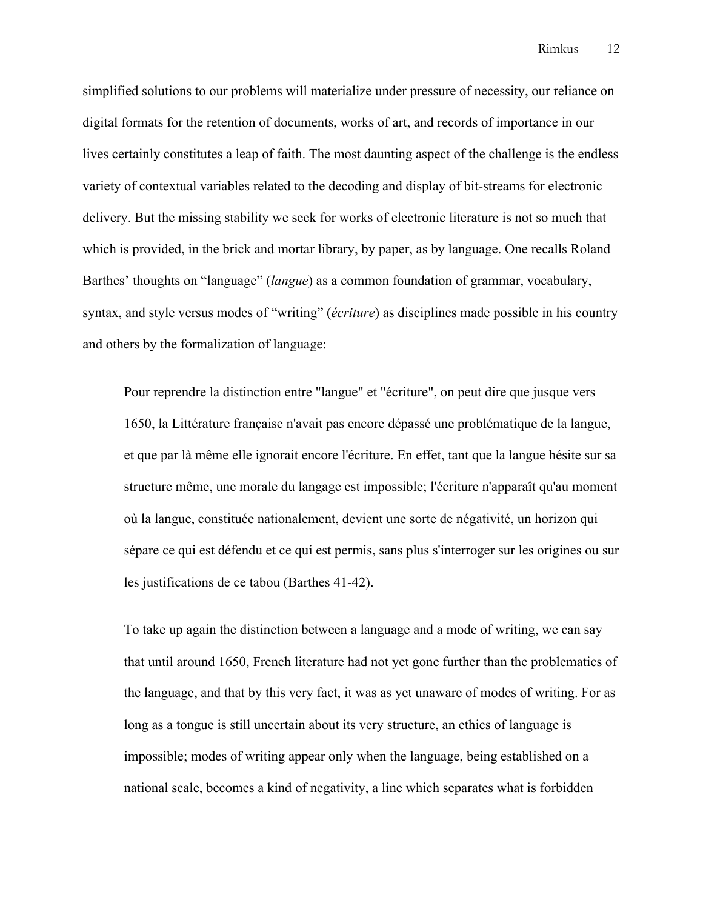simplified solutions to our problems will materialize under pressure of necessity, our reliance on digital formats for the retention of documents, works of art, and records of importance in our lives certainly constitutes a leap of faith. The most daunting aspect of the challenge is the endless variety of contextual variables related to the decoding and display of bit-streams for electronic delivery. But the missing stability we seek for works of electronic literature is not so much that which is provided, in the brick and mortar library, by paper, as by language. One recalls Roland Barthes' thoughts on "language" (*langue*) as a common foundation of grammar, vocabulary, syntax, and style versus modes of "writing" (*écriture*) as disciplines made possible in his country and others by the formalization of language:

> Pour reprendre la distinction entre "langue" et "écriture", on peut dire que jusque vers 1650, la Littérature française n'avait pas encore dépassé une problématique de la langue, et que par là même elle ignorait encore l'écriture. En effet, tant que la langue hésite sur sa structure même, une morale du langage est impossible; l'écriture n'apparaît qu'au moment où la langue, constituée nationalement, devient une sorte de négativité, un horizon qui sépare ce qui est défendu et ce qui est permis, sans plus s'interroger sur les origines ou sur les justifications de ce tabou (Barthes 41-42).

> To take up again the distinction between a language and a mode of writing, we can say that until around 1650, French literature had not yet gone further than the problematics of the language, and that by this very fact, it was as yet unaware of modes of writing. For as long as a tongue is still uncertain about its very structure, an ethics of language is impossible; modes of writing appear only when the language, being established on a national scale, becomes a kind of negativity, a line which separates what is forbidden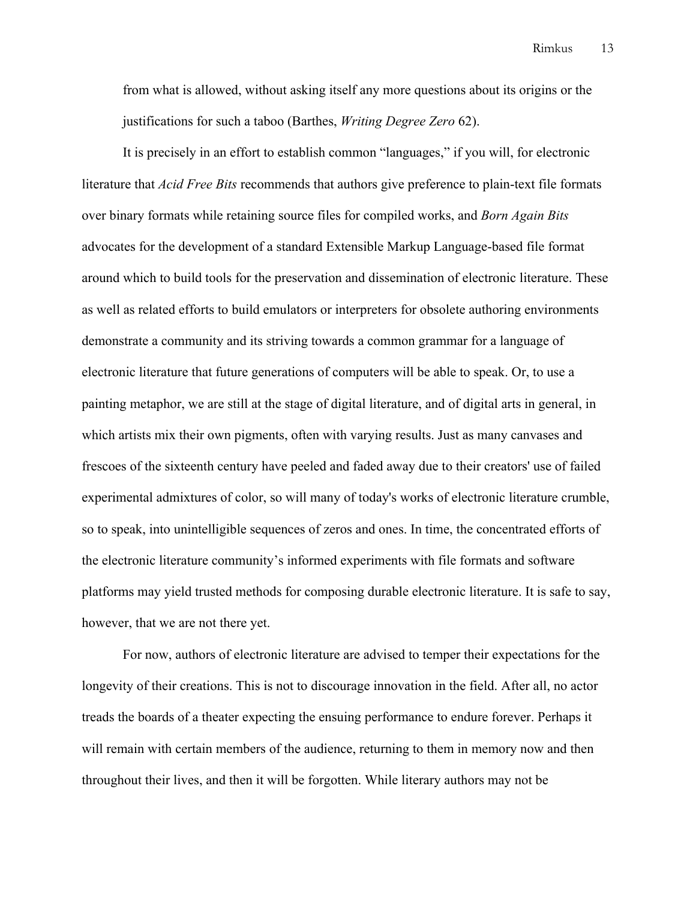> from what is allowed, without asking itself any more questions about its origins or the justifications for such a taboo (Barthes, *Writing Degree Zero* 62).

It is precisely in an effort to establish common "languages," if you will, for electronic literature that *Acid Free Bits* recommends that authors give preference to plain-text file formats over binary formats while retaining source files for compiled works, and *Born Again Bits* advocates for the development of a standard Extensible Markup Language-based file format around which to build tools for the preservation and dissemination of electronic literature. These as well as related efforts to build emulators or interpreters for obsolete authoring environments demonstrate a community and its striving towards a common grammar for a language of electronic literature that future generations of computers will be able to speak. Or, to use a painting metaphor, we are still at the stage of digital literature, and of digital arts in general, in which artists mix their own pigments, often with varying results. Just as many canvases and frescoes of the sixteenth century have peeled and faded away due to their creators' use of failed experimental admixtures of color, so will many of today's works of electronic literature crumble, so to speak, into unintelligible sequences of zeros and ones. In time, the concentrated efforts of the electronic literature community's informed experiments with file formats and software platforms may yield trusted methods for composing durable electronic literature. It is safe to say, however, that we are not there yet.

For now, authors of electronic literature are advised to temper their expectations for the longevity of their creations. This is not to discourage innovation in the field. After all, no actor treads the boards of a theater expecting the ensuing performance to endure forever. Perhaps it will remain with certain members of the audience, returning to them in memory now and then throughout their lives, and then it will be forgotten. While literary authors may not be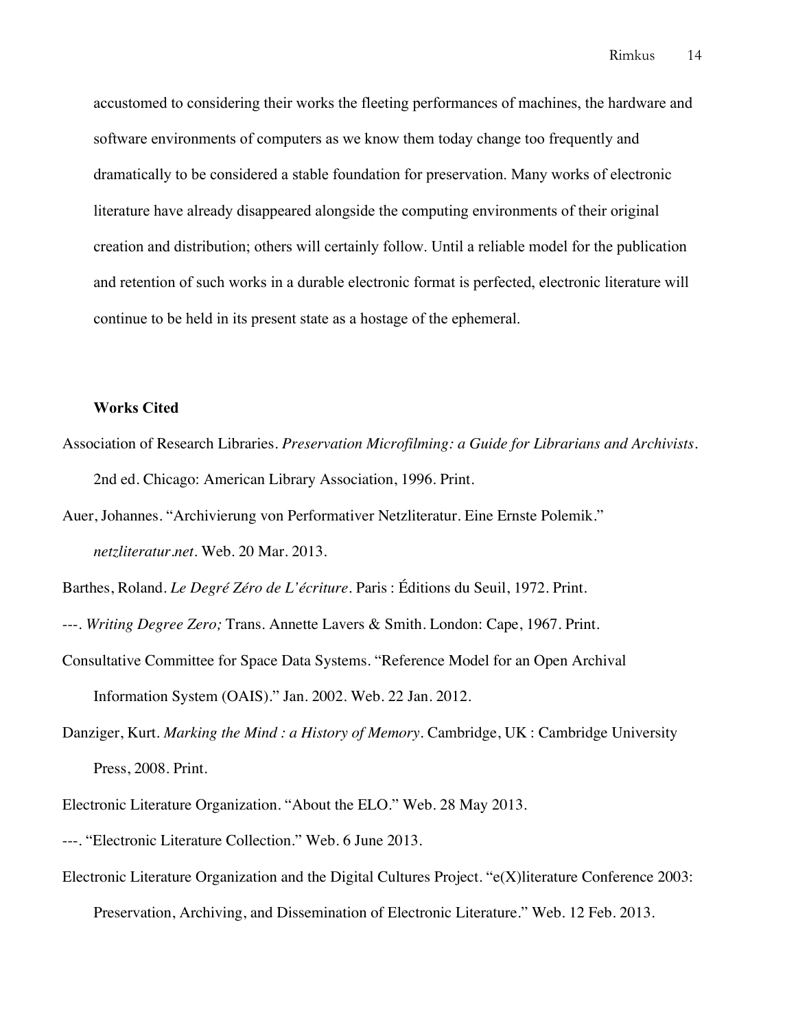accustomed to considering their works the fleeting performances of machines, the hardware and software environments of computers as we know them today change too frequently and dramatically to be considered a stable foundation for preservation. Many works of electronic literature have already disappeared alongside the computing environments of their original creation and distribution; others will certainly follow. Until a reliable model for the publication and retention of such works in a durable electronic format is perfected, electronic literature will continue to be held in its present state as a hostage of the ephemeral.

**Works Cited**

Association of Research Libraries. *Preservation Microfilming: a Guide for Librarians and Archivists*. 2nd ed. Chicago: American Library Association, 1996. Print.

Auer, Johannes. "Archivierung von Performativer Netzliteratur. Eine Ernste Polemik." *netzliteratur.net*. Web. 20 Mar. 2013.

Barthes, Roland. *Le Degré Zéro de L'écriture*. Paris : Éditions du Seuil, 1972. Print.

---. *Writing Degree Zero;* Trans. Annette Lavers & Smith. London: Cape, 1967. Print.

Consultative Committee for Space Data Systems. "Reference Model for an Open Archival Information System (OAIS)." Jan. 2002. Web. 22 Jan. 2012.

Danziger, Kurt. *Marking the Mind : a History of Memory*. Cambridge, UK : Cambridge University Press, 2008. Print.

Electronic Literature Organization. "About the ELO." Web. 28 May 2013.

---. "Electronic Literature Collection." Web. 6 June 2013.

Electronic Literature Organization and the Digital Cultures Project. "e(X)literature Conference 2003: Preservation, Archiving, and Dissemination of Electronic Literature." Web. 12 Feb. 2013.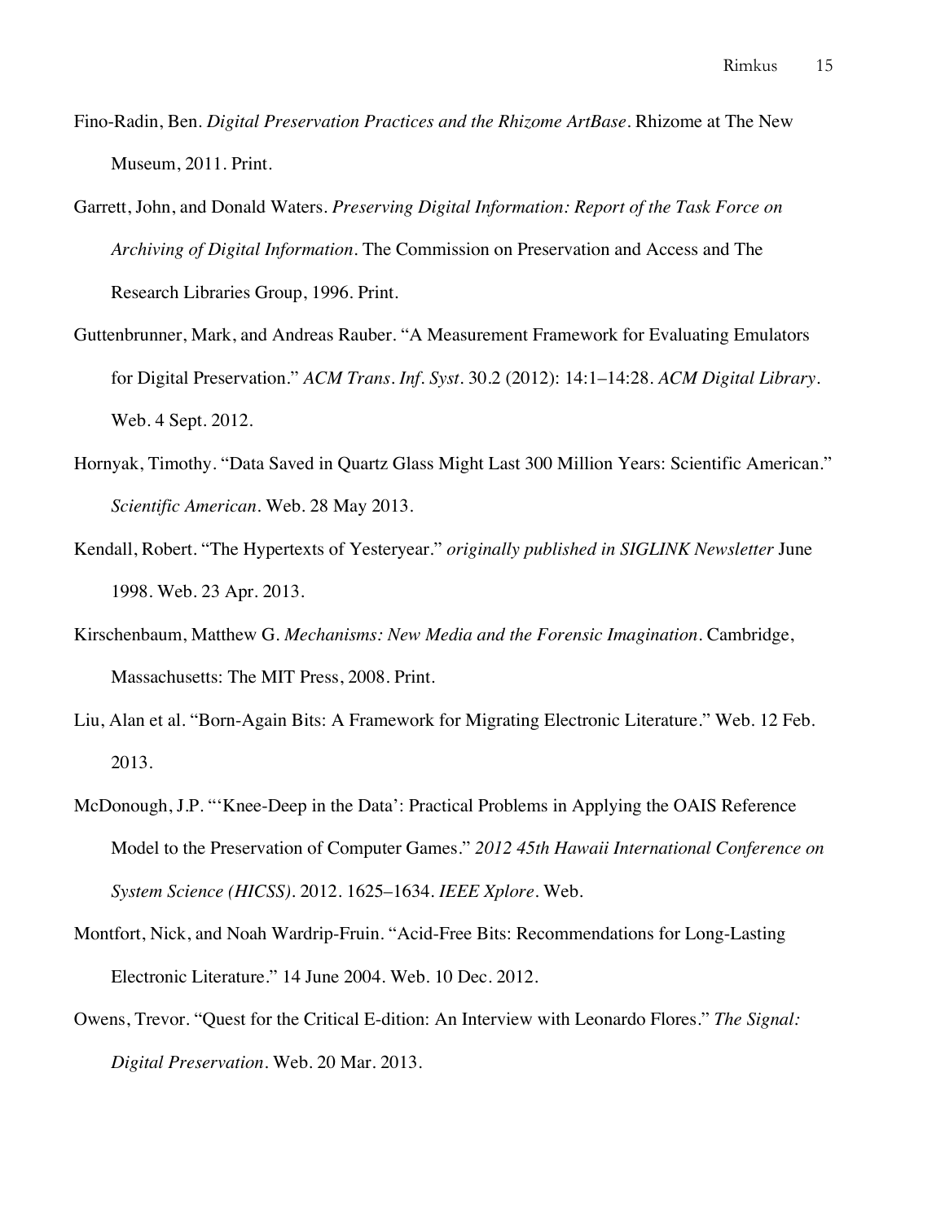Fino-Radin, Ben. *Digital Preservation Practices and the Rhizome ArtBase*. Rhizome at The New Museum, 2011. Print.

Garrett, John, and Donald Waters. *Preserving Digital Information: Report of the Task Force on Archiving of Digital Information*. The Commission on Preservation and Access and The Research Libraries Group, 1996. Print.

Guttenbrunner, Mark, and Andreas Rauber. "A Measurement Framework for Evaluating Emulators for Digital Preservation." *ACM Trans. Inf. Syst.* 30.2 (2012): 14:1–14:28. *ACM Digital Library*. Web. 4 Sept. 2012.

Hornyak, Timothy. "Data Saved in Quartz Glass Might Last 300 Million Years: Scientific American." *Scientific American*. Web. 28 May 2013.

Kendall, Robert. "The Hypertexts of Yesteryear." *originally published in SIGLINK Newsletter* June 1998. Web. 23 Apr. 2013.

Kirschenbaum, Matthew G. *Mechanisms: New Media and the Forensic Imagination*. Cambridge, Massachusetts: The MIT Press, 2008. Print.

Liu, Alan et al. "Born-Again Bits: A Framework for Migrating Electronic Literature." Web. 12 Feb. 2013.

McDonough, J.P. "'Knee-Deep in the Data': Practical Problems in Applying the OAIS Reference Model to the Preservation of Computer Games." *2012 45th Hawaii International Conference on System Science (HICSS)*. 2012. 1625–1634. *IEEE Xplore*. Web.

Montfort, Nick, and Noah Wardrip-Fruin. "Acid-Free Bits: Recommendations for Long-Lasting Electronic Literature." 14 June 2004. Web. 10 Dec. 2012.

Owens, Trevor. "Quest for the Critical E-dition: An Interview with Leonardo Flores." *The Signal: Digital Preservation*. Web. 20 Mar. 2013.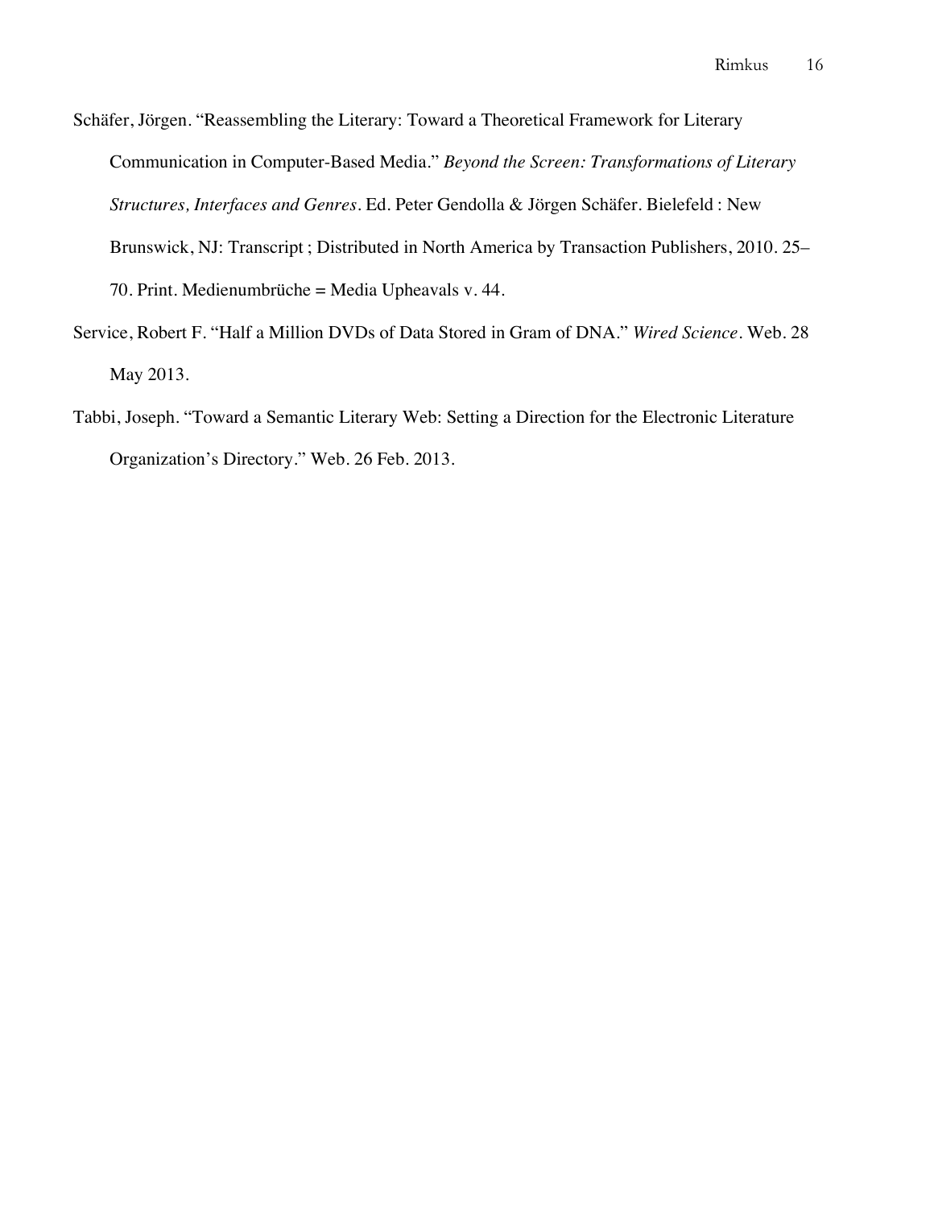Schäfer, Jörgen. "Reassembling the Literary: Toward a Theoretical Framework for Literary Communication in Computer-Based Media." *Beyond the Screen: Transformations of Literary Structures, Interfaces and Genres*. Ed. Peter Gendolla & Jörgen Schäfer. Bielefeld : New Brunswick, NJ: Transcript ; Distributed in North America by Transaction Publishers, 2010. 25–70. Print. Medienumbrüche = Media Upheavals v. 44.

Service, Robert F. "Half a Million DVDs of Data Stored in Gram of DNA." *Wired Science*. Web. 28 May 2013.

Tabbi, Joseph. "Toward a Semantic Literary Web: Setting a Direction for the Electronic Literature Organization's Directory." Web. 26 Feb. 2013.